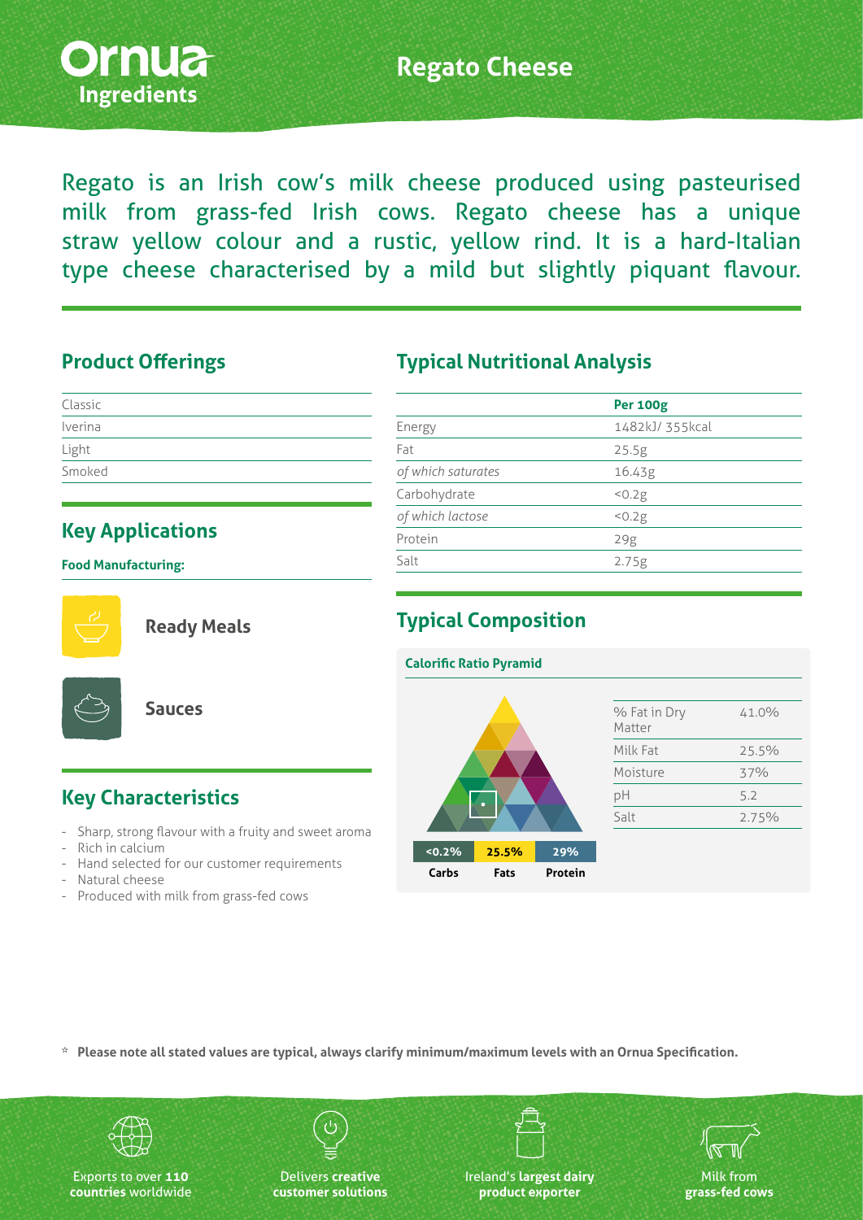# Regato Cheese

Regato is an Irish cow's milk cheese produced using pasteurised milk from grass-fed Irish cows. Regato cheese has a unique straw yellow colour and a rustic, yellow rind. It is a hard-Italian type cheese characterised by a mild but slightly piquant flavour.

## Product Offerings

- Classic
- Iverina
- Light
- Smoked

## Key Applications

**Food Manufacturing:**

- Ready Meals
- Sauces

## Key Characteristics

- Sharp, strong flavour with a fruity and sweet aroma
- Rich in calcium
- Hand selected for our customer requirements
- Natural cheese
- Produced with milk from grass-fed cows

## Typical Nutritional Analysis

| | Per 100g |
|---|---|
| Energy | 1482kJ/ 355kcal |
| Fat | 25.5g |
| *of which saturates* | 16.43g |
| Carbohydrate | <0.2g |
| *of which lactose* | <0.2g |
| Protein | 29g |
| Salt | 2.75g |

## Typical Composition

**Calorific Ratio Pyramid**

| <0.2% | 25.5% | 29% |
|---|---|---|
| Carbs | Fats | Protein |

| | |
|---|---|
| % Fat in Dry Matter | 41.0% |
| Milk Fat | 25.5% |
| Moisture | 37% |
| pH | 5.2 |
| Salt | 2.75% |

\* **Please note all stated values are typical, always clarify minimum/maximum levels with an Ornua Specification.**

Exports to over **110 countries** worldwide

Delivers **creative customer solutions**

Ireland's **largest dairy product exporter**

Milk from **grass-fed cows**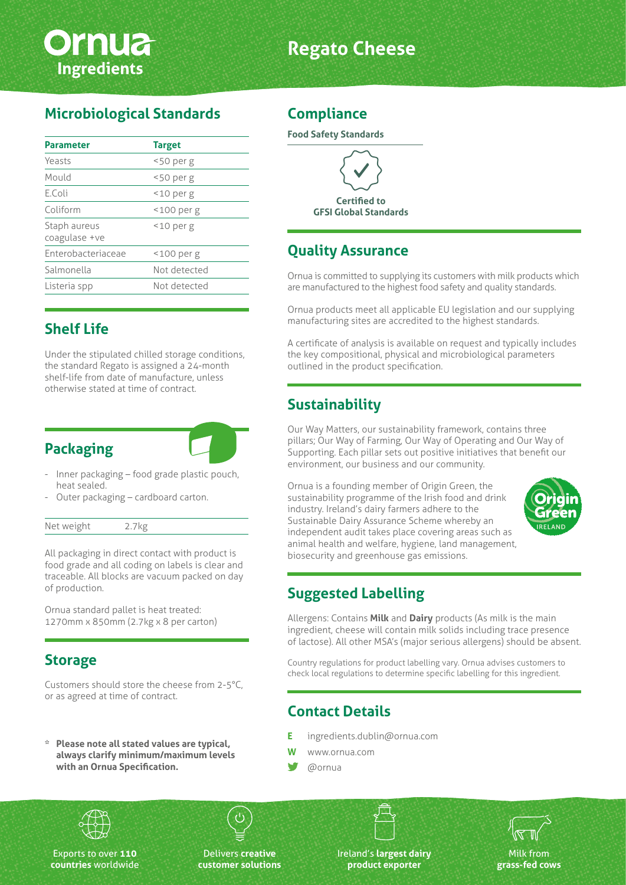# Regato Cheese

## Microbiological Standards

| Parameter | Target |
|---|---|
| Yeasts | <50 per g |
| Mould | <50 per g |
| E.Coli | <10 per g |
| Coliform | <100 per g |
| Staph aureus coagulase +ve | <10 per g |
| Enterobacteriaceae | <100 per g |
| Salmonella | Not detected |
| Listeria spp | Not detected |

## Shelf Life

Under the stipulated chilled storage conditions, the standard Regato is assigned a 24-month shelf-life from date of manufacture, unless otherwise stated at time of contract.

## Packaging

- Inner packaging – food grade plastic pouch, heat sealed.
- Outer packaging – cardboard carton.

| | |
|---|---|
| Net weight | 2.7kg |

All packaging in direct contact with product is food grade and all coding on labels is clear and traceable. All blocks are vacuum packed on day of production.

Ornua standard pallet is heat treated: 1270mm x 850mm (2.7kg x 8 per carton)

## Storage

Customers should store the cheese from 2-5°C, or as agreed at time of contract.

\* **Please note all stated values are typical, always clarify minimum/maximum levels with an Ornua Specification.**

## Compliance

**Food Safety Standards**

**Certified to GFSI Global Standards**

## Quality Assurance

Ornua is committed to supplying its customers with milk products which are manufactured to the highest food safety and quality standards.

Ornua products meet all applicable EU legislation and our supplying manufacturing sites are accredited to the highest standards.

A certificate of analysis is available on request and typically includes the key compositional, physical and microbiological parameters outlined in the product specification.

## Sustainability

Our Way Matters, our sustainability framework, contains three pillars; Our Way of Farming, Our Way of Operating and Our Way of Supporting. Each pillar sets out positive initiatives that benefit our environment, our business and our community.

Ornua is a founding member of Origin Green, the sustainability programme of the Irish food and drink industry. Ireland's dairy farmers adhere to the Sustainable Dairy Assurance Scheme whereby an independent audit takes place covering areas such as animal health and welfare, hygiene, land management, biosecurity and greenhouse gas emissions.

## Suggested Labelling

Allergens: Contains **Milk** and **Dairy** products (As milk is the main ingredient, cheese will contain milk solids including trace presence of lactose). All other MSA's (major serious allergens) should be absent.

Country regulations for product labelling vary. Ornua advises customers to check local regulations to determine specific labelling for this ingredient.

## Contact Details

- **E** ingredients.dublin@ornua.com
- **W** www.ornua.com
- @ornua

Exports to over **110 countries** worldwide

Delivers **creative customer solutions**

Ireland's **largest dairy product exporter**

Milk from **grass-fed cows**